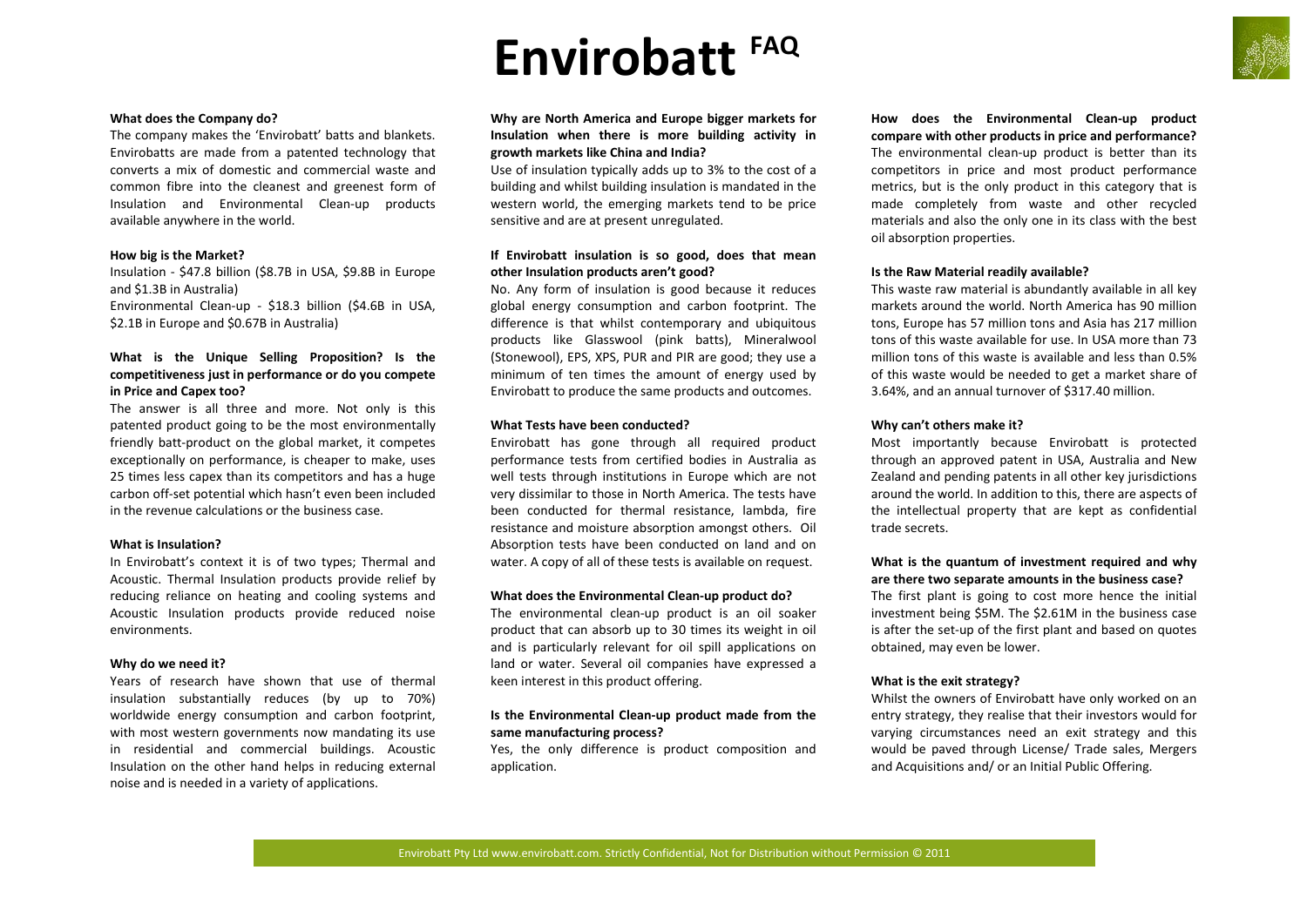# Envirobatt FAQ

**What does the Company do?**

The company makes the 'Envirobatt' batts and blankets. Envirobatts are made from a patented technology that converts a mix of domestic and commercial waste and common fibre into the cleanest and greenest form of Insulation and Environmental Clean-up products available anywhere in the world.

**How big is the Market?**

Insulation - $47.8 billion ($8.7B in USA, $9.8B in Europe and $1.3B in Australia)

Environmental Clean-up - $18.3 billion ($4.6B in USA, $2.1B in Europe and $0.67B in Australia)

**What is the Unique Selling Proposition? Is the competitiveness just in performance or do you compete in Price and Capex too?**

The answer is all three and more. Not only is this patented product going to be the most environmentally friendly batt-product on the global market, it competes exceptionally on performance, is cheaper to make, uses 25 times less capex than its competitors and has a huge carbon off-set potential which hasn't even been included in the revenue calculations or the business case.

**What is Insulation?**

In Envirobatt's context it is of two types; Thermal and Acoustic. Thermal Insulation products provide relief by reducing reliance on heating and cooling systems and Acoustic Insulation products provide reduced noise environments.

**Why do we need it?**

Years of research have shown that use of thermal insulation substantially reduces (by up to 70%) worldwide energy consumption and carbon footprint, with most western governments now mandating its use in residential and commercial buildings. Acoustic Insulation on the other hand helps in reducing external noise and is needed in a variety of applications.

**Why are North America and Europe bigger markets for Insulation when there is more building activity in growth markets like China and India?**

Use of insulation typically adds up to 3% to the cost of a building and whilst building insulation is mandated in the western world, the emerging markets tend to be price sensitive and are at present unregulated.

**If Envirobatt insulation is so good, does that mean other Insulation products aren't good?**

No. Any form of insulation is good because it reduces global energy consumption and carbon footprint. The difference is that whilst contemporary and ubiquitous products like Glasswool (pink batts), Mineralwool (Stonewool), EPS, XPS, PUR and PIR are good; they use a minimum of ten times the amount of energy used by Envirobatt to produce the same products and outcomes.

**What Tests have been conducted?**

Envirobatt has gone through all required product performance tests from certified bodies in Australia as well tests through institutions in Europe which are not very dissimilar to those in North America. The tests have been conducted for thermal resistance, lambda, fire resistance and moisture absorption amongst others. Oil Absorption tests have been conducted on land and on water. A copy of all of these tests is available on request.

**What does the Environmental Clean-up product do?**

The environmental clean-up product is an oil soaker product that can absorb up to 30 times its weight in oil and is particularly relevant for oil spill applications on land or water. Several oil companies have expressed a keen interest in this product offering.

**Is the Environmental Clean-up product made from the same manufacturing process?**

Yes, the only difference is product composition and application.

**How does the Environmental Clean-up product compare with other products in price and performance?**

The environmental clean-up product is better than its competitors in price and most product performance metrics, but is the only product in this category that is made completely from waste and other recycled materials and also the only one in its class with the best oil absorption properties.

**Is the Raw Material readily available?**

This waste raw material is abundantly available in all key markets around the world. North America has 90 million tons, Europe has 57 million tons and Asia has 217 million tons of this waste available for use. In USA more than 73 million tons of this waste is available and less than 0.5% of this waste would be needed to get a market share of 3.64%, and an annual turnover of $317.40 million.

**Why can't others make it?**

Most importantly because Envirobatt is protected through an approved patent in USA, Australia and New Zealand and pending patents in all other key jurisdictions around the world. In addition to this, there are aspects of the intellectual property that are kept as confidential trade secrets.

**What is the quantum of investment required and why are there two separate amounts in the business case?**

The first plant is going to cost more hence the initial investment being $5M. The $2.61M in the business case is after the set-up of the first plant and based on quotes obtained, may even be lower.

**What is the exit strategy?**

Whilst the owners of Envirobatt have only worked on an entry strategy, they realise that their investors would for varying circumstances need an exit strategy and this would be paved through License/ Trade sales, Mergers and Acquisitions and/ or an Initial Public Offering.

Envirobatt Pty Ltd www.envirobatt.com. Strictly Confidential, Not for Distribution without Permission © 2011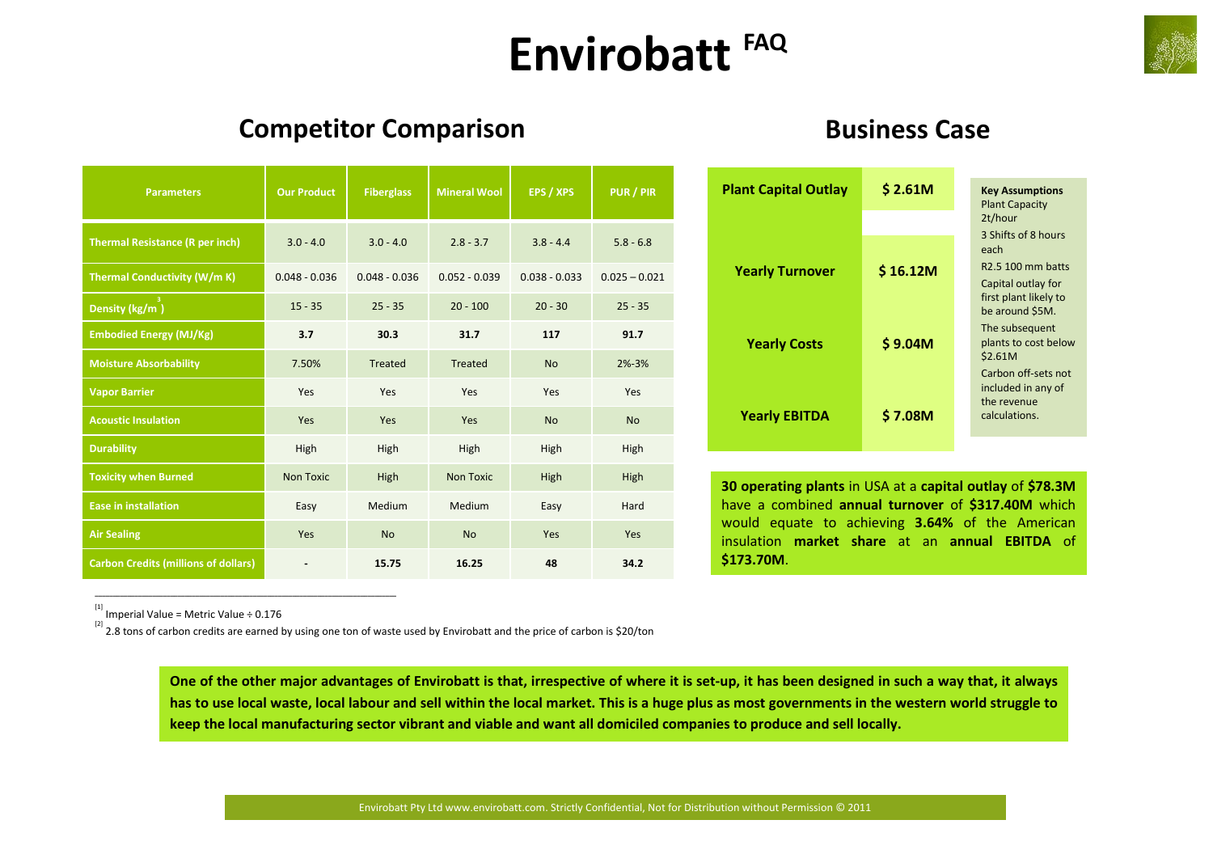# Envirobatt FAQ

## Competitor Comparison

| Parameters | Our Product | Fiberglass | Mineral Wool | EPS / XPS | PUR / PIR |
|---|---|---|---|---|---|
| Thermal Resistance (R per inch) | 3.0 - 4.0 | 3.0 - 4.0 | 2.8 - 3.7 | 3.8 - 4.4 | 5.8 - 6.8 |
| Thermal Conductivity (W/m K) | 0.048 - 0.036 | 0.048 - 0.036 | 0.052 - 0.039 | 0.038 - 0.033 | 0.025 – 0.021 |
| Density (kg/m$^3$) | 15 - 35 | 25 - 35 | 20 - 100 | 20 - 30 | 25 - 35 |
| Embodied Energy (MJ/Kg) | **3.7** | **30.3** | **31.7** | **117** | **91.7** |
| Moisture Absorbability | 7.50% | Treated | Treated | No | 2%-3% |
| Vapor Barrier | Yes | Yes | Yes | Yes | Yes |
| Acoustic Insulation | Yes | Yes | Yes | No | No |
| Durability | High | High | High | High | High |
| Toxicity when Burned | Non Toxic | High | Non Toxic | High | High |
| Ease in installation | Easy | Medium | Medium | Easy | Hard |
| Air Sealing | Yes | No | No | Yes | Yes |
| Carbon Credits (millions of dollars) | **-** | **15.75** | **16.25** | **48** | **34.2** |

[1] Imperial Value = Metric Value ÷ 0.176

[2] 2.8 tons of carbon credits are earned by using one ton of waste used by Envirobatt and the price of carbon is $20/ton

## Business Case

| | |
|---|---|
| **Plant Capital Outlay** | **$ 2.61M** |
| **Yearly Turnover** | **$ 16.12M** |
| **Yearly Costs** | **$ 9.04M** |
| **Yearly EBITDA** | **$ 7.08M** |

**Key Assumptions**

- Plant Capacity 2t/hour
- 3 Shifts of 8 hours each
- R2.5 100 mm batts
- Capital outlay for first plant likely to be around $5M.
- The subsequent plants to cost below $2.61M
- Carbon off-sets not included in any of the revenue calculations.

**30 operating plants** in USA at a **capital outlay** of **$78.3M** have a combined **annual turnover** of **$317.40M** which would equate to achieving **3.64%** of the American insulation **market share** at an **annual EBITDA** of **$173.70M**.

**One of the other major advantages of Envirobatt is that, irrespective of where it is set-up, it has been designed in such a way that, it always has to use local waste, local labour and sell within the local market. This is a huge plus as most governments in the western world struggle to keep the local manufacturing sector vibrant and viable and want all domiciled companies to produce and sell locally.**